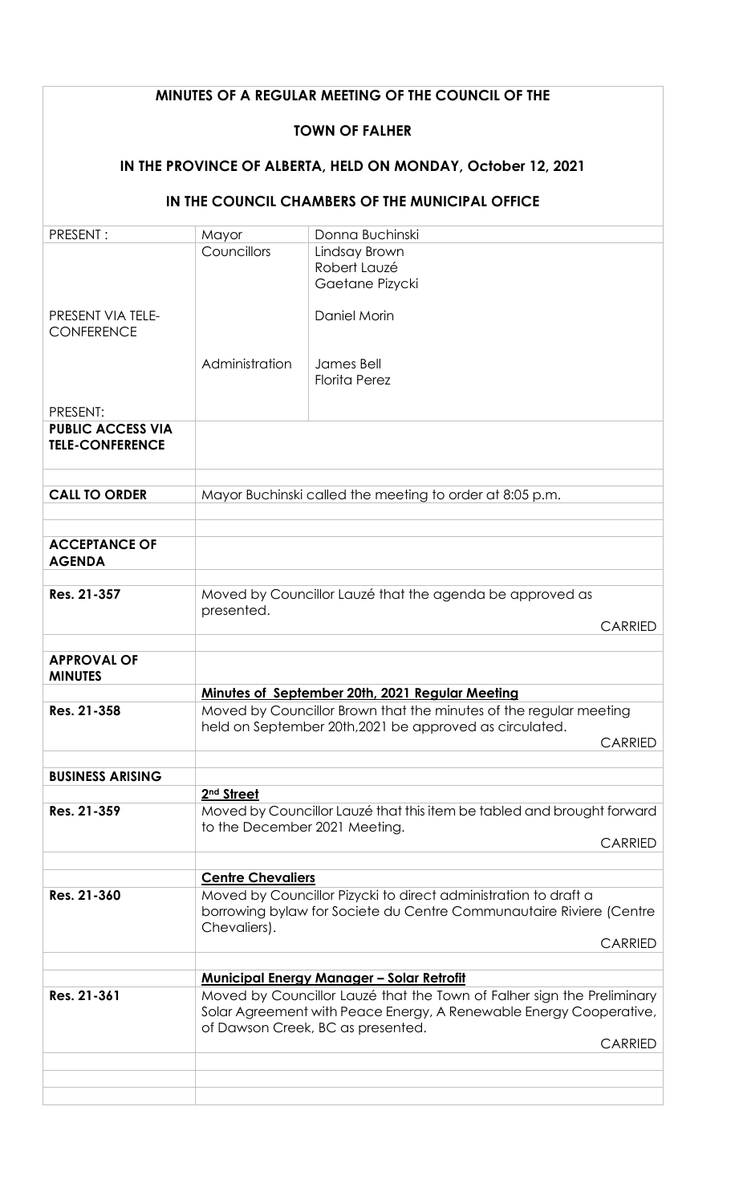# MINUTES OF A REGULAR MEETING OF THE COUNCIL OF THE

## TOWN OF FALHER

## IN THE PROVINCE OF ALBERTA, HELD ON MONDAY, October 12, 2021

## IN THE COUNCIL CHAMBERS OF THE MUNICIPAL OFFICE

| | | |
|---|---|---|
| PRESENT : | Mayor | Donna Buchinski |
| | Councillors | Lindsay Brown<br>Robert Lauzé<br>Gaetane Pizycki |
| PRESENT VIA TELE-CONFERENCE | | Daniel Morin |
| | Administration | James Bell<br>Florita Perez |
| PRESENT: | | |
| **PUBLIC ACCESS VIA TELE-CONFERENCE** | | |

| | |
|---|---|
| **CALL TO ORDER** | Mayor Buchinski called the meeting to order at 8:05 p.m. |
| **ACCEPTANCE OF AGENDA** | |
| **Res. 21-357** | Moved by Councillor Lauzé that the agenda be approved as presented.<br>CARRIED |
| **APPROVAL OF MINUTES** | |
| | **Minutes of September 20th, 2021 Regular Meeting** |
| **Res. 21-358** | Moved by Councillor Brown that the minutes of the regular meeting held on September 20th,2021 be approved as circulated.<br>CARRIED |
| **BUSINESS ARISING** | |
| | **2nd Street** |
| **Res. 21-359** | Moved by Councillor Lauzé that this item be tabled and brought forward to the December 2021 Meeting.<br>CARRIED |
| | **Centre Chevaliers** |
| **Res. 21-360** | Moved by Councillor Pizycki to direct administration to draft a borrowing bylaw for Societe du Centre Communautaire Riviere (Centre Chevaliers).<br>CARRIED |
| | **Municipal Energy Manager – Solar Retrofit** |
| **Res. 21-361** | Moved by Councillor Lauzé that the Town of Falher sign the Preliminary Solar Agreement with Peace Energy, A Renewable Energy Cooperative, of Dawson Creek, BC as presented.<br>CARRIED |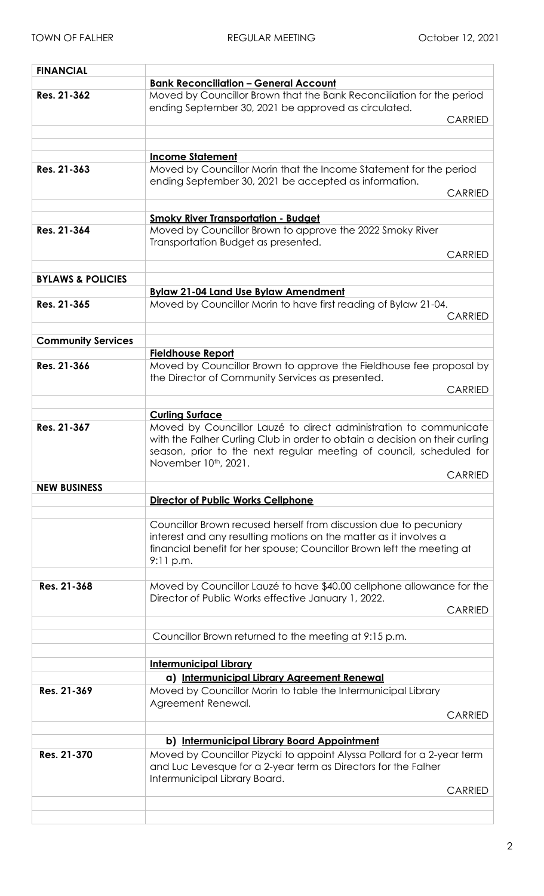| FINANCIAL | |
|---|---|
| | **Bank Reconciliation – General Account** |
| Res. 21-362 | Moved by Councillor Brown that the Bank Reconciliation for the period ending September 30, 2021 be approved as circulated. CARRIED |
| | **Income Statement** |
| Res. 21-363 | Moved by Councillor Morin that the Income Statement for the period ending September 30, 2021 be accepted as information. CARRIED |
| | **Smoky River Transportation - Budget** |
| Res. 21-364 | Moved by Councillor Brown to approve the 2022 Smoky River Transportation Budget as presented. CARRIED |
| **BYLAWS & POLICIES** | |
| | **Bylaw 21-04 Land Use Bylaw Amendment** |
| Res. 21-365 | Moved by Councillor Morin to have first reading of Bylaw 21-04. CARRIED |
| **Community Services** | |
| | **Fieldhouse Report** |
| Res. 21-366 | Moved by Councillor Brown to approve the Fieldhouse fee proposal by the Director of Community Services as presented. CARRIED |
| | **Curling Surface** |
| Res. 21-367 | Moved by Councillor Lauzé to direct administration to communicate with the Falher Curling Club in order to obtain a decision on their curling season, prior to the next regular meeting of council, scheduled for November 10th, 2021. CARRIED |
| **NEW BUSINESS** | **Director of Public Works Cellphone** |
| | Councillor Brown recused herself from discussion due to pecuniary interest and any resulting motions on the matter as it involves a financial benefit for her spouse; Councillor Brown left the meeting at 9:11 p.m. |
| Res. 21-368 | Moved by Councillor Lauzé to have $40.00 cellphone allowance for the Director of Public Works effective January 1, 2022. CARRIED |
| | Councillor Brown returned to the meeting at 9:15 p.m. |
| | **Intermunicipal Library** |
| | **a) Intermunicipal Library Agreement Renewal** |
| Res. 21-369 | Moved by Councillor Morin to table the Intermunicipal Library Agreement Renewal. CARRIED |
| | **b) Intermunicipal Library Board Appointment** |
| Res. 21-370 | Moved by Councillor Pizycki to appoint Alyssa Pollard for a 2-year term and Luc Levesque for a 2-year term as Directors for the Falher Intermunicipal Library Board. CARRIED |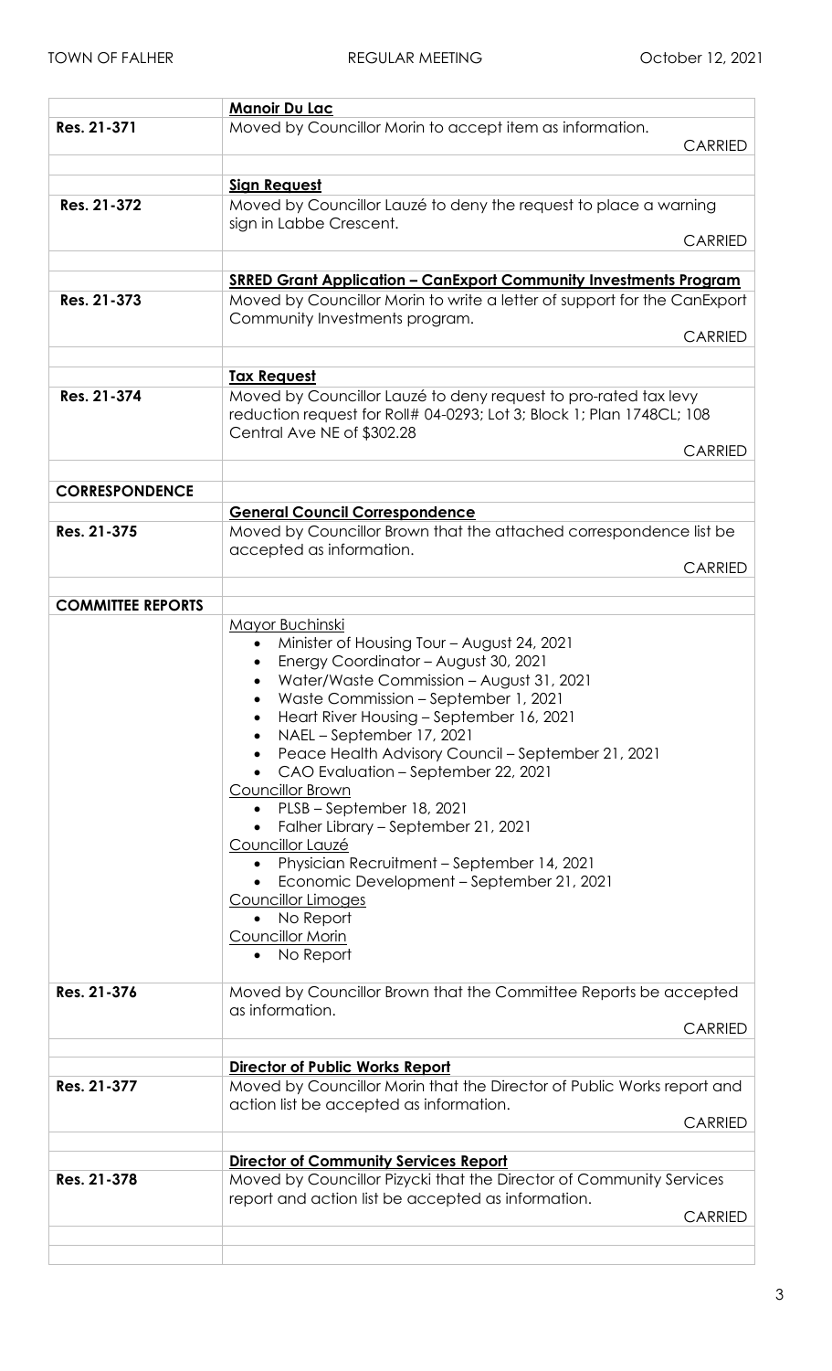| | **Manoir Du Lac** |
|---|---|
| **Res. 21-371** | Moved by Councillor Morin to accept item as information. CARRIED |
| | **Sign Request** |
| **Res. 21-372** | Moved by Councillor Lauzé to deny the request to place a warning sign in Labbe Crescent. CARRIED |
| | **SRRED Grant Application – CanExport Community Investments Program** |
| **Res. 21-373** | Moved by Councillor Morin to write a letter of support for the CanExport Community Investments program. CARRIED |
| | **Tax Request** |
| **Res. 21-374** | Moved by Councillor Lauzé to deny request to pro-rated tax levy reduction request for Roll# 04-0293; Lot 3; Block 1; Plan 1748CL; 108 Central Ave NE of $302.28 CARRIED |
| **CORRESPONDENCE** | |
| | **General Council Correspondence** |
| **Res. 21-375** | Moved by Councillor Brown that the attached correspondence list be accepted as information. CARRIED |
| **COMMITTEE REPORTS** | |
| | Mayor Buchinski<br>• Minister of Housing Tour – August 24, 2021<br>• Energy Coordinator – August 30, 2021<br>• Water/Waste Commission – August 31, 2021<br>• Waste Commission – September 1, 2021<br>• Heart River Housing – September 16, 2021<br>• NAEL – September 17, 2021<br>• Peace Health Advisory Council – September 21, 2021<br>• CAO Evaluation – September 22, 2021<br>Councillor Brown<br>• PLSB – September 18, 2021<br>• Falher Library – September 21, 2021<br>Councillor Lauzé<br>• Physician Recruitment – September 14, 2021<br>• Economic Development – September 21, 2021<br>Councillor Limoges<br>• No Report<br>Councillor Morin<br>• No Report |
| **Res. 21-376** | Moved by Councillor Brown that the Committee Reports be accepted as information. CARRIED |
| | **Director of Public Works Report** |
| **Res. 21-377** | Moved by Councillor Morin that the Director of Public Works report and action list be accepted as information. CARRIED |
| | **Director of Community Services Report** |
| **Res. 21-378** | Moved by Councillor Pizycki that the Director of Community Services report and action list be accepted as information. CARRIED |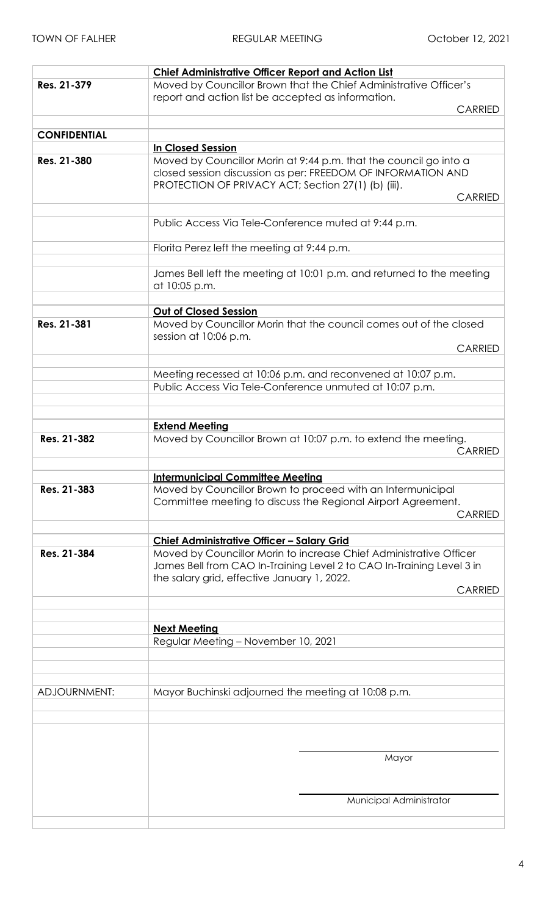| | |
|---|---|
| | **Chief Administrative Officer Report and Action List** |
| **Res. 21-379** | Moved by Councillor Brown that the Chief Administrative Officer's report and action list be accepted as information. CARRIED |
| | |
| **CONFIDENTIAL** | |
| | **In Closed Session** |
| **Res. 21-380** | Moved by Councillor Morin at 9:44 p.m. that the council go into a closed session discussion as per: FREEDOM OF INFORMATION AND PROTECTION OF PRIVACY ACT; Section 27(1) (b) (iii). CARRIED |
| | |
| | Public Access Via Tele-Conference muted at 9:44 p.m. |
| | Florita Perez left the meeting at 9:44 p.m. |
| | |
| | James Bell left the meeting at 10:01 p.m. and returned to the meeting at 10:05 p.m. |
| | |
| | **Out of Closed Session** |
| **Res. 21-381** | Moved by Councillor Morin that the council comes out of the closed session at 10:06 p.m. CARRIED |
| | |
| | Meeting recessed at 10:06 p.m. and reconvened at 10:07 p.m. |
| | Public Access Via Tele-Conference unmuted at 10:07 p.m. |
| | |
| | **Extend Meeting** |
| **Res. 21-382** | Moved by Councillor Brown at 10:07 p.m. to extend the meeting. CARRIED |
| | |
| | **Intermunicipal Committee Meeting** |
| **Res. 21-383** | Moved by Councillor Brown to proceed with an Intermunicipal Committee meeting to discuss the Regional Airport Agreement. CARRIED |
| | |
| | **Chief Administrative Officer – Salary Grid** |
| **Res. 21-384** | Moved by Councillor Morin to increase Chief Administrative Officer James Bell from CAO In-Training Level 2 to CAO In-Training Level 3 in the salary grid, effective January 1, 2022. CARRIED |
| | |
| | **Next Meeting** |
| | Regular Meeting – November 10, 2021 |
| | |
| ADJOURNMENT: | Mayor Buchinski adjourned the meeting at 10:08 p.m. |
| | |
| | Mayor |
| | Municipal Administrator |